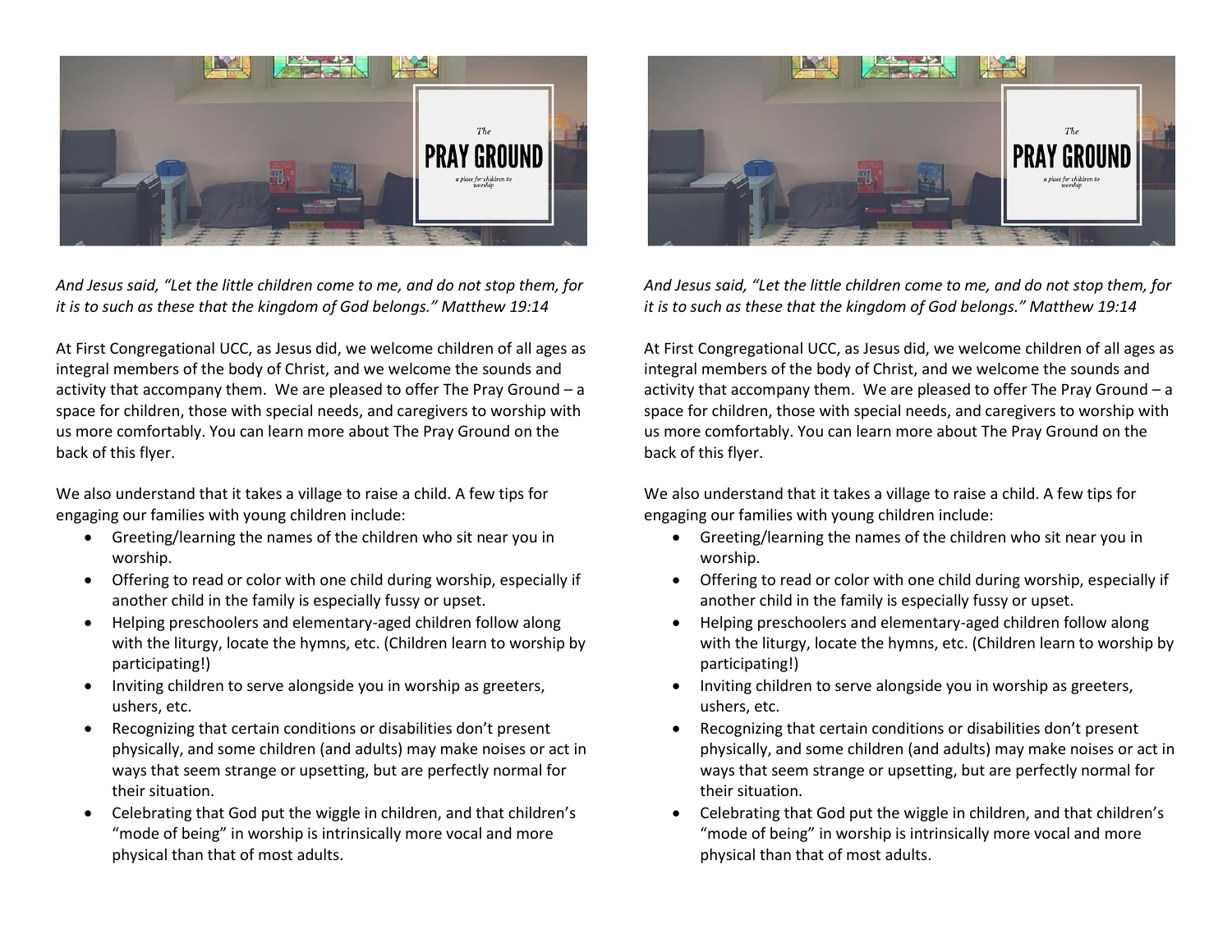The

# PRAY GROUND

a place for children to worship

*And Jesus said, "Let the little children come to me, and do not stop them, for it is to such as these that the kingdom of God belongs." Matthew 19:14*

At First Congregational UCC, as Jesus did, we welcome children of all ages as integral members of the body of Christ, and we welcome the sounds and activity that accompany them. We are pleased to offer The Pray Ground – a space for children, those with special needs, and caregivers to worship with us more comfortably. You can learn more about The Pray Ground on the back of this flyer.

We also understand that it takes a village to raise a child. A few tips for engaging our families with young children include:

- Greeting/learning the names of the children who sit near you in worship.
- Offering to read or color with one child during worship, especially if another child in the family is especially fussy or upset.
- Helping preschoolers and elementary-aged children follow along with the liturgy, locate the hymns, etc. (Children learn to worship by participating!)
- Inviting children to serve alongside you in worship as greeters, ushers, etc.
- Recognizing that certain conditions or disabilities don't present physically, and some children (and adults) may make noises or act in ways that seem strange or upsetting, but are perfectly normal for their situation.
- Celebrating that God put the wiggle in children, and that children's "mode of being" in worship is intrinsically more vocal and more physical than that of most adults.

The

# PRAY GROUND

a place for children to worship

*And Jesus said, "Let the little children come to me, and do not stop them, for it is to such as these that the kingdom of God belongs." Matthew 19:14*

At First Congregational UCC, as Jesus did, we welcome children of all ages as integral members of the body of Christ, and we welcome the sounds and activity that accompany them. We are pleased to offer The Pray Ground – a space for children, those with special needs, and caregivers to worship with us more comfortably. You can learn more about The Pray Ground on the back of this flyer.

We also understand that it takes a village to raise a child. A few tips for engaging our families with young children include:

- Greeting/learning the names of the children who sit near you in worship.
- Offering to read or color with one child during worship, especially if another child in the family is especially fussy or upset.
- Helping preschoolers and elementary-aged children follow along with the liturgy, locate the hymns, etc. (Children learn to worship by participating!)
- Inviting children to serve alongside you in worship as greeters, ushers, etc.
- Recognizing that certain conditions or disabilities don't present physically, and some children (and adults) may make noises or act in ways that seem strange or upsetting, but are perfectly normal for their situation.
- Celebrating that God put the wiggle in children, and that children's "mode of being" in worship is intrinsically more vocal and more physical than that of most adults.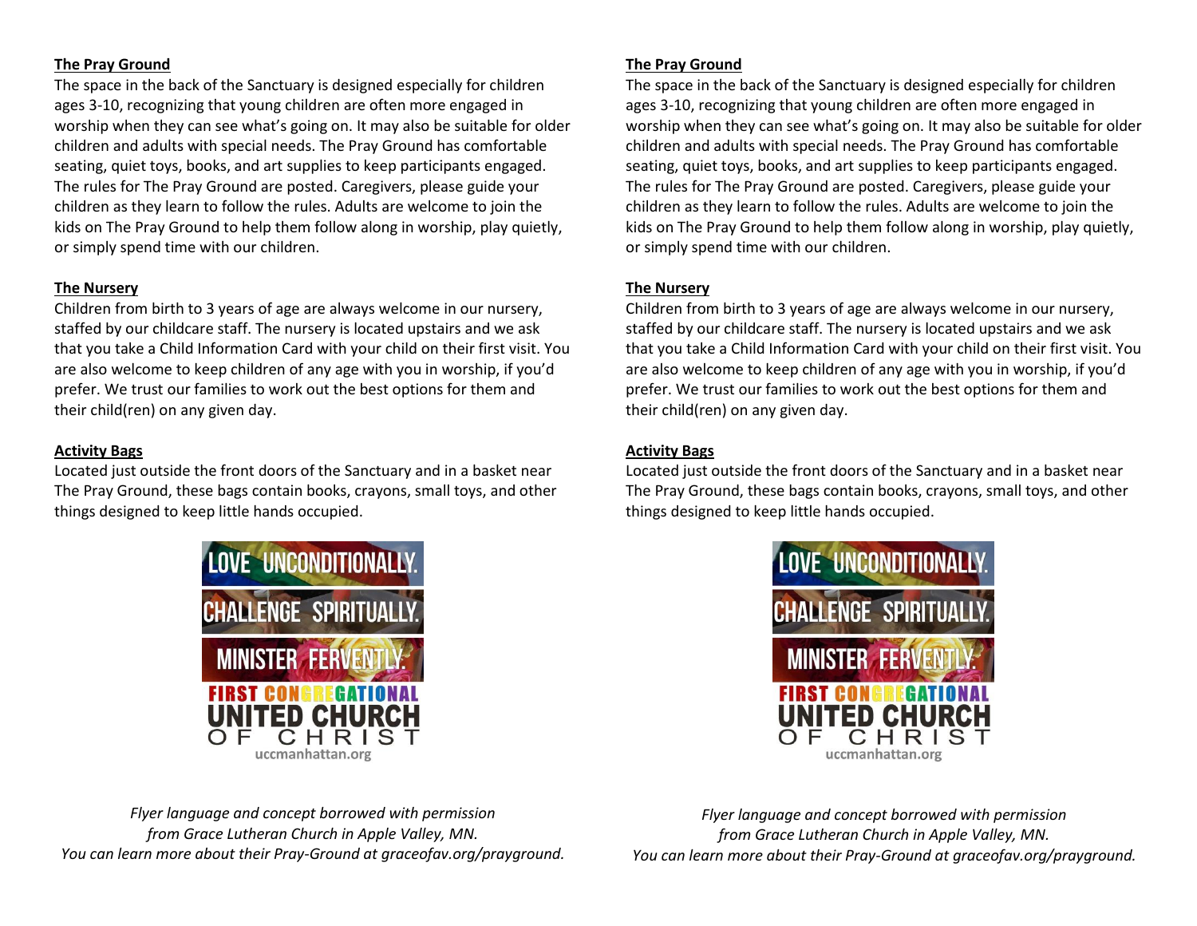**The Pray Ground**

The space in the back of the Sanctuary is designed especially for children ages 3-10, recognizing that young children are often more engaged in worship when they can see what's going on. It may also be suitable for older children and adults with special needs. The Pray Ground has comfortable seating, quiet toys, books, and art supplies to keep participants engaged. The rules for The Pray Ground are posted. Caregivers, please guide your children as they learn to follow the rules. Adults are welcome to join the kids on The Pray Ground to help them follow along in worship, play quietly, or simply spend time with our children.

**The Nursery**

Children from birth to 3 years of age are always welcome in our nursery, staffed by our childcare staff. The nursery is located upstairs and we ask that you take a Child Information Card with your child on their first visit. You are also welcome to keep children of any age with you in worship, if you'd prefer. We trust our families to work out the best options for them and their child(ren) on any given day.

**Activity Bags**

Located just outside the front doors of the Sanctuary and in a basket near The Pray Ground, these bags contain books, crayons, small toys, and other things designed to keep little hands occupied.

LOVE UNCONDITIONALLY.
CHALLENGE SPIRITUALLY.
MINISTER FERVENTLY.
FIRST CONGREGATIONAL
UNITED CHURCH
OF CHRIST
uccmanhattan.org

*Flyer language and concept borrowed with permission from Grace Lutheran Church in Apple Valley, MN. You can learn more about their Pray-Ground at graceofav.org/prayground.*

**The Pray Ground**

The space in the back of the Sanctuary is designed especially for children ages 3-10, recognizing that young children are often more engaged in worship when they can see what's going on. It may also be suitable for older children and adults with special needs. The Pray Ground has comfortable seating, quiet toys, books, and art supplies to keep participants engaged. The rules for The Pray Ground are posted. Caregivers, please guide your children as they learn to follow the rules. Adults are welcome to join the kids on The Pray Ground to help them follow along in worship, play quietly, or simply spend time with our children.

**The Nursery**

Children from birth to 3 years of age are always welcome in our nursery, staffed by our childcare staff. The nursery is located upstairs and we ask that you take a Child Information Card with your child on their first visit. You are also welcome to keep children of any age with you in worship, if you'd prefer. We trust our families to work out the best options for them and their child(ren) on any given day.

**Activity Bags**

Located just outside the front doors of the Sanctuary and in a basket near The Pray Ground, these bags contain books, crayons, small toys, and other things designed to keep little hands occupied.

LOVE UNCONDITIONALLY.
CHALLENGE SPIRITUALLY.
MINISTER FERVENTLY.
FIRST CONGREGATIONAL
UNITED CHURCH
OF CHRIST
uccmanhattan.org

*Flyer language and concept borrowed with permission from Grace Lutheran Church in Apple Valley, MN. You can learn more about their Pray-Ground at graceofav.org/prayground.*